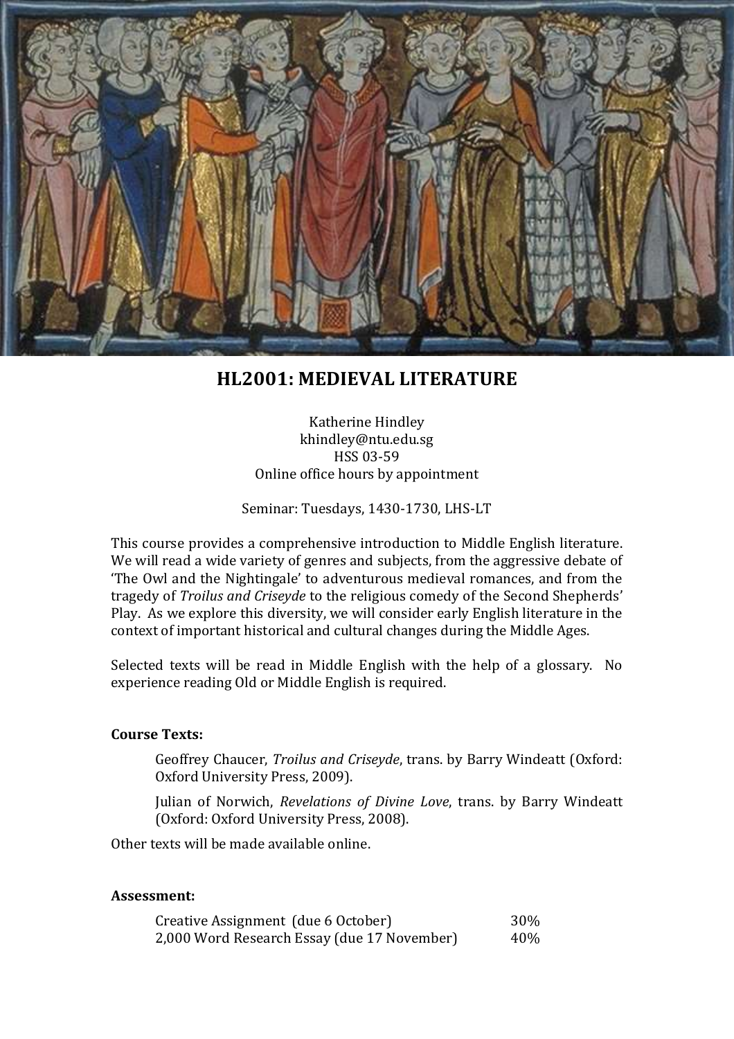# HL2001: MEDIEVAL LITERATURE

Katherine Hindley
khindley@ntu.edu.sg
HSS 03-59
Online office hours by appointment

Seminar: Tuesdays, 1430-1730, LHS-LT

This course provides a comprehensive introduction to Middle English literature. We will read a wide variety of genres and subjects, from the aggressive debate of 'The Owl and the Nightingale' to adventurous medieval romances, and from the tragedy of *Troilus and Criseyde* to the religious comedy of the Second Shepherds' Play. As we explore this diversity, we will consider early English literature in the context of important historical and cultural changes during the Middle Ages.

Selected texts will be read in Middle English with the help of a glossary. No experience reading Old or Middle English is required.

**Course Texts:**

> Geoffrey Chaucer, *Troilus and Criseyde*, trans. by Barry Windeatt (Oxford: Oxford University Press, 2009).
>
> Julian of Norwich, *Revelations of Divine Love*, trans. by Barry Windeatt (Oxford: Oxford University Press, 2008).

Other texts will be made available online.

**Assessment:**

| | |
|---|---|
| Creative Assignment (due 6 October) | 30% |
| 2,000 Word Research Essay (due 17 November) | 40% |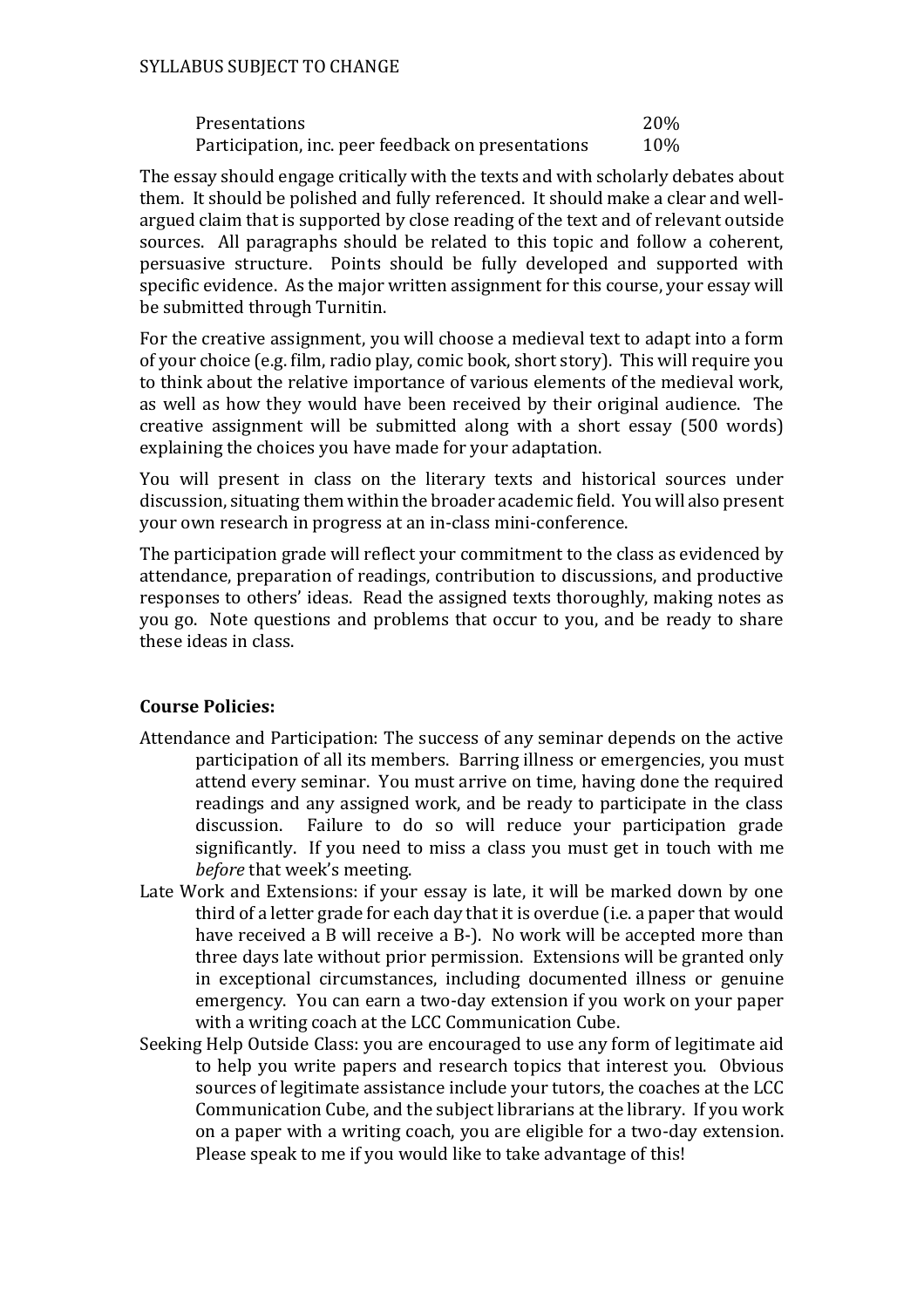| | |
|---|---|
| Presentations | 20% |
| Participation, inc. peer feedback on presentations | 10% |

The essay should engage critically with the texts and with scholarly debates about them. It should be polished and fully referenced. It should make a clear and well-argued claim that is supported by close reading of the text and of relevant outside sources. All paragraphs should be related to this topic and follow a coherent, persuasive structure. Points should be fully developed and supported with specific evidence. As the major written assignment for this course, your essay will be submitted through Turnitin.

For the creative assignment, you will choose a medieval text to adapt into a form of your choice (e.g. film, radio play, comic book, short story). This will require you to think about the relative importance of various elements of the medieval work, as well as how they would have been received by their original audience. The creative assignment will be submitted along with a short essay (500 words) explaining the choices you have made for your adaptation.

You will present in class on the literary texts and historical sources under discussion, situating them within the broader academic field. You will also present your own research in progress at an in-class mini-conference.

The participation grade will reflect your commitment to the class as evidenced by attendance, preparation of readings, contribution to discussions, and productive responses to others' ideas. Read the assigned texts thoroughly, making notes as you go. Note questions and problems that occur to you, and be ready to share these ideas in class.

**Course Policies:**

Attendance and Participation: The success of any seminar depends on the active participation of all its members. Barring illness or emergencies, you must attend every seminar. You must arrive on time, having done the required readings and any assigned work, and be ready to participate in the class discussion. Failure to do so will reduce your participation grade significantly. If you need to miss a class you must get in touch with me *before* that week's meeting.

Late Work and Extensions: if your essay is late, it will be marked down by one third of a letter grade for each day that it is overdue (i.e. a paper that would have received a B will receive a B-). No work will be accepted more than three days late without prior permission. Extensions will be granted only in exceptional circumstances, including documented illness or genuine emergency. You can earn a two-day extension if you work on your paper with a writing coach at the LCC Communication Cube.

Seeking Help Outside Class: you are encouraged to use any form of legitimate aid to help you write papers and research topics that interest you. Obvious sources of legitimate assistance include your tutors, the coaches at the LCC Communication Cube, and the subject librarians at the library. If you work on a paper with a writing coach, you are eligible for a two-day extension. Please speak to me if you would like to take advantage of this!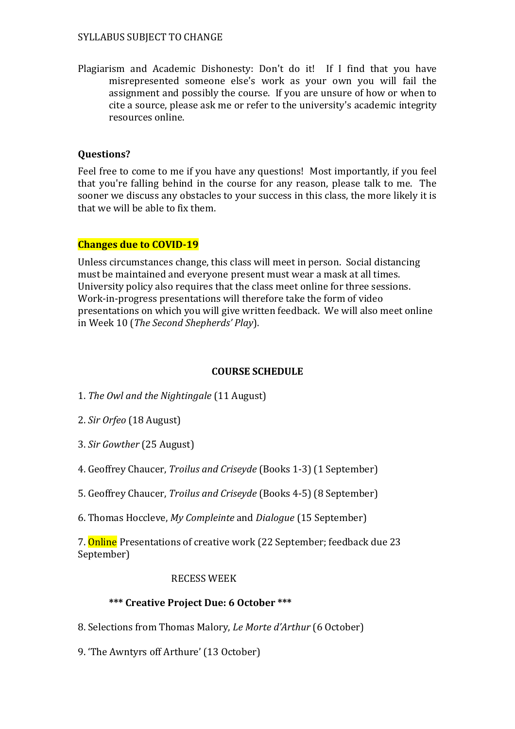SYLLABUS SUBJECT TO CHANGE

Plagiarism and Academic Dishonesty: Don't do it! If I find that you have misrepresented someone else's work as your own you will fail the assignment and possibly the course. If you are unsure of how or when to cite a source, please ask me or refer to the university's academic integrity resources online.

**Questions?**

Feel free to come to me if you have any questions! Most importantly, if you feel that you're falling behind in the course for any reason, please talk to me. The sooner we discuss any obstacles to your success in this class, the more likely it is that we will be able to fix them.

**Changes due to COVID-19**

Unless circumstances change, this class will meet in person. Social distancing must be maintained and everyone present must wear a mask at all times. University policy also requires that the class meet online for three sessions. Work-in-progress presentations will therefore take the form of video presentations on which you will give written feedback. We will also meet online in Week 10 (*The Second Shepherds' Play*).

**COURSE SCHEDULE**

1. *The Owl and the Nightingale* (11 August)

2. *Sir Orfeo* (18 August)

3. *Sir Gowther* (25 August)

4. Geoffrey Chaucer, *Troilus and Criseyde* (Books 1-3) (1 September)

5. Geoffrey Chaucer, *Troilus and Criseyde* (Books 4-5) (8 September)

6. Thomas Hoccleve, *My Compleinte* and *Dialogue* (15 September)

7. Online Presentations of creative work (22 September; feedback due 23 September)

RECESS WEEK

**\*\*\* Creative Project Due: 6 October \*\*\***

8. Selections from Thomas Malory, *Le Morte d'Arthur* (6 October)

9. 'The Awntyrs off Arthure' (13 October)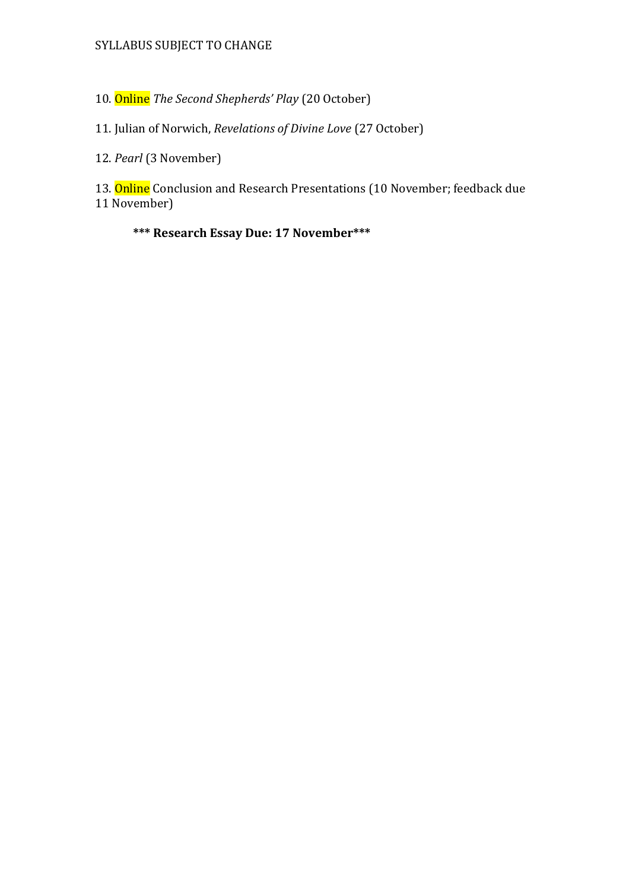10. Online *The Second Shepherds' Play* (20 October)

11. Julian of Norwich, *Revelations of Divine Love* (27 October)

12. *Pearl* (3 November)

13. Online Conclusion and Research Presentations (10 November; feedback due 11 November)

**\*\*\* Research Essay Due: 17 November\*\*\***